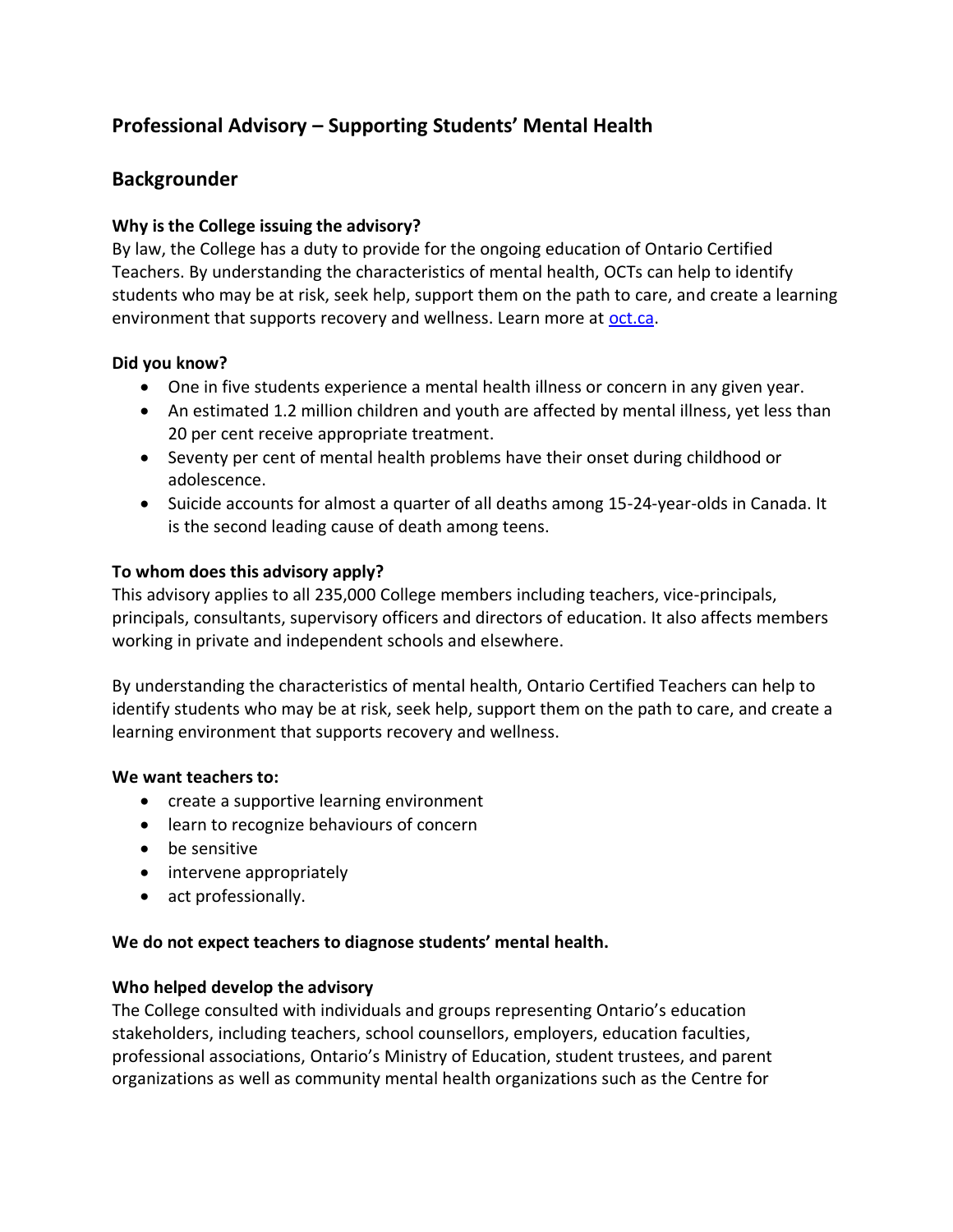# Professional Advisory – Supporting Students' Mental Health

## Backgrounder

**Why is the College issuing the advisory?**
By law, the College has a duty to provide for the ongoing education of Ontario Certified Teachers. By understanding the characteristics of mental health, OCTs can help to identify students who may be at risk, seek help, support them on the path to care, and create a learning environment that supports recovery and wellness. Learn more at [oct.ca](oct.ca).

**Did you know?**

- One in five students experience a mental health illness or concern in any given year.
- An estimated 1.2 million children and youth are affected by mental illness, yet less than 20 per cent receive appropriate treatment.
- Seventy per cent of mental health problems have their onset during childhood or adolescence.
- Suicide accounts for almost a quarter of all deaths among 15-24-year-olds in Canada. It is the second leading cause of death among teens.

**To whom does this advisory apply?**
This advisory applies to all 235,000 College members including teachers, vice-principals, principals, consultants, supervisory officers and directors of education. It also affects members working in private and independent schools and elsewhere.

By understanding the characteristics of mental health, Ontario Certified Teachers can help to identify students who may be at risk, seek help, support them on the path to care, and create a learning environment that supports recovery and wellness.

**We want teachers to:**

- create a supportive learning environment
- learn to recognize behaviours of concern
- be sensitive
- intervene appropriately
- act professionally.

**We do not expect teachers to diagnose students' mental health.**

**Who helped develop the advisory**
The College consulted with individuals and groups representing Ontario's education stakeholders, including teachers, school counsellors, employers, education faculties, professional associations, Ontario's Ministry of Education, student trustees, and parent organizations as well as community mental health organizations such as the Centre for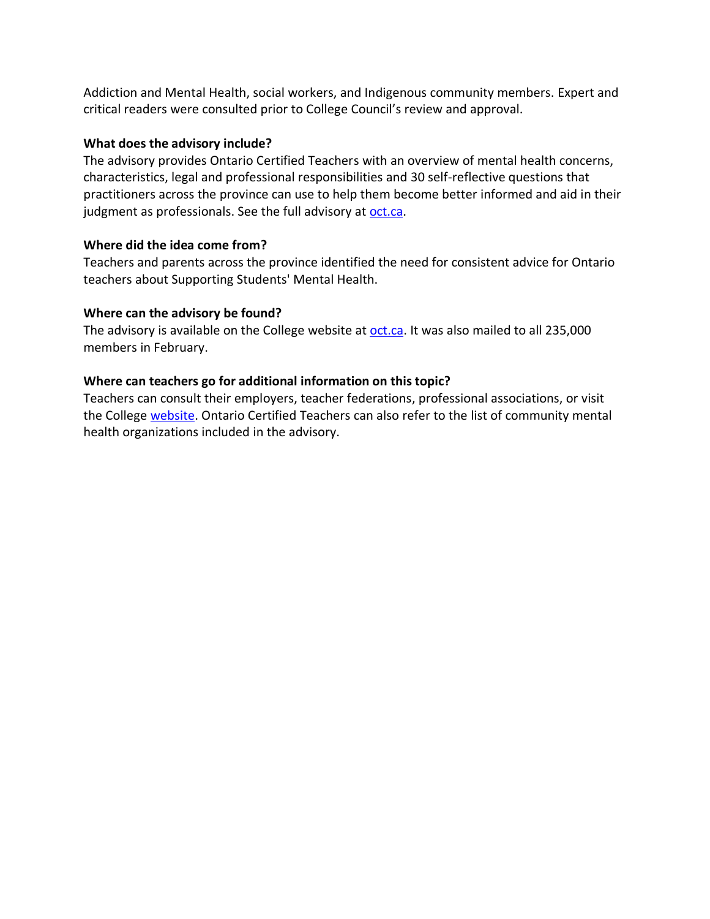Addiction and Mental Health, social workers, and Indigenous community members. Expert and critical readers were consulted prior to College Council's review and approval.

**What does the advisory include?**

The advisory provides Ontario Certified Teachers with an overview of mental health concerns, characteristics, legal and professional responsibilities and 30 self-reflective questions that practitioners across the province can use to help them become better informed and aid in their judgment as professionals. See the full advisory at [oct.ca](oct.ca).

**Where did the idea come from?**

Teachers and parents across the province identified the need for consistent advice for Ontario teachers about Supporting Students' Mental Health.

**Where can the advisory be found?**

The advisory is available on the College website at [oct.ca](oct.ca). It was also mailed to all 235,000 members in February.

**Where can teachers go for additional information on this topic?**

Teachers can consult their employers, teacher federations, professional associations, or visit the College website. Ontario Certified Teachers can also refer to the list of community mental health organizations included in the advisory.